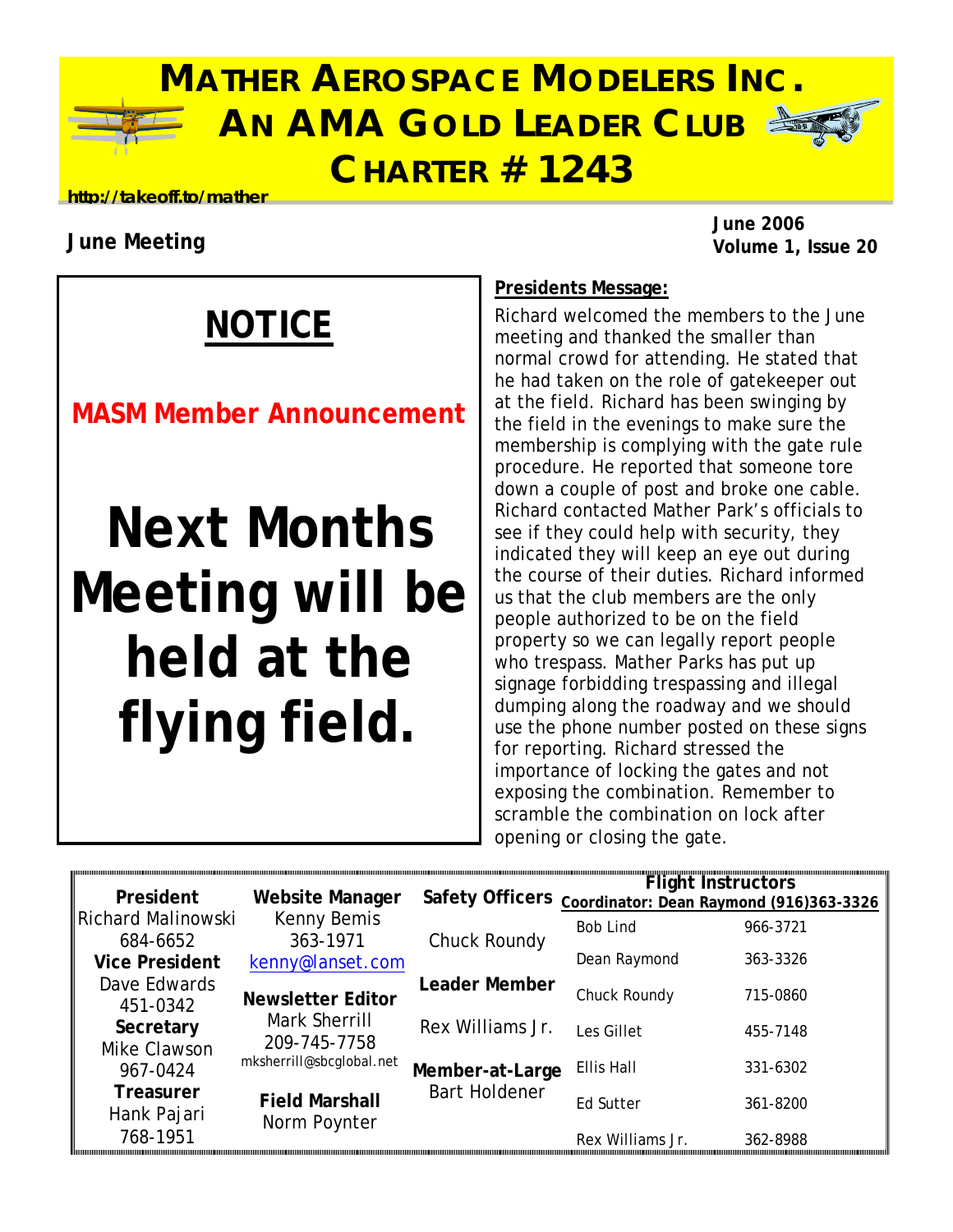# MATHER AEROSPACE MODELERS INC.
# AN AMA GOLD LEADER CLUB
# CHARTER # 1243

http://takeoff.to/mather

**June Meeting**

**June 2006**
**Volume 1, Issue 20**

## NOTICE

**MASM Member Announcement**

# Next Months Meeting will be held at the flying field.

**Presidents Message:**

Richard welcomed the members to the June meeting and thanked the smaller than normal crowd for attending. He stated that he had taken on the role of gatekeeper out at the field. Richard has been swinging by the field in the evenings to make sure the membership is complying with the gate rule procedure. He reported that someone tore down a couple of post and broke one cable. Richard contacted Mather Park's officials to see if they could help with security, they indicated they will keep an eye out during the course of their duties. Richard informed us that the club members are the only people authorized to be on the field property so we can legally report people who trespass. Mather Parks has put up signage forbidding trespassing and illegal dumping along the roadway and we should use the phone number posted on these signs for reporting. Richard stressed the importance of locking the gates and not exposing the combination. Remember to scramble the combination on lock after opening or closing the gate.

**President**
Richard Malinowski
684-6652

**Vice President**
Dave Edwards
451-0342

**Secretary**
Mike Clawson
967-0424

**Treasurer**
Hank Pajari
768-1951

**Website Manager**
Kenny Bemis
363-1971
kenny@lanset.com

**Newsletter Editor**
Mark Sherrill
209-745-7758
mksherrill@sbcglobal.net

**Field Marshall**
Norm Poynter

**Safety Officers**
Chuck Roundy

**Leader Member**
Rex Williams Jr.

**Member-at-Large**
Bart Holdener

**Flight Instructors**
**Coordinator: Dean Raymond (916)363-3326**

| | |
|---|---|
| Bob Lind | 966-3721 |
| Dean Raymond | 363-3326 |
| Chuck Roundy | 715-0860 |
| Les Gillet | 455-7148 |
| Ellis Hall | 331-6302 |
| Ed Sutter | 361-8200 |
| Rex Williams Jr. | 362-8988 |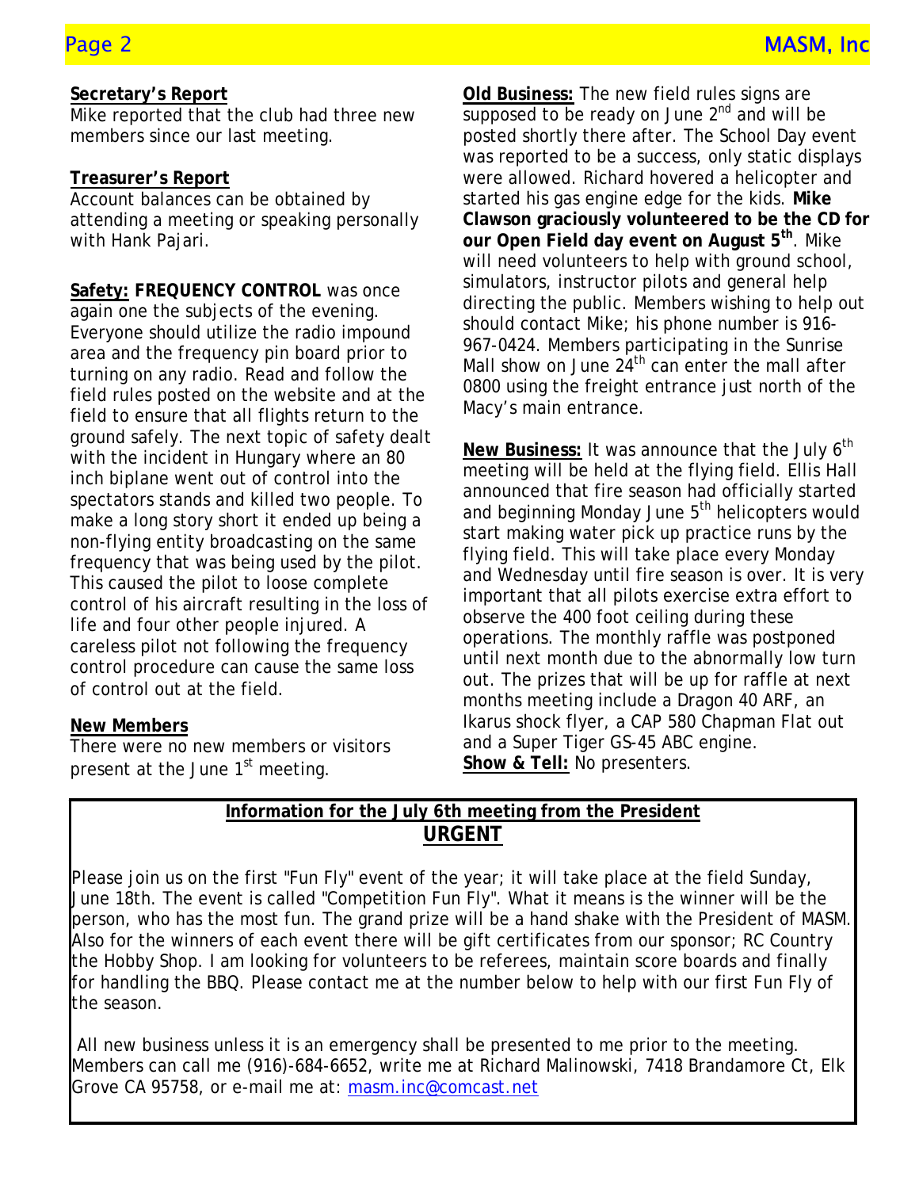**Secretary's Report**

Mike reported that the club had three new members since our last meeting.

**Treasurer's Report**

Account balances can be obtained by attending a meeting or speaking personally with Hank Pajari.

**Safety:** **FREQUENCY CONTROL** was once again one the subjects of the evening. Everyone should utilize the radio impound area and the frequency pin board prior to turning on any radio. Read and follow the field rules posted on the website and at the field to ensure that all flights return to the ground safely. The next topic of safety dealt with the incident in Hungary where an 80 inch biplane went out of control into the spectators stands and killed two people. To make a long story short it ended up being a non-flying entity broadcasting on the same frequency that was being used by the pilot. This caused the pilot to loose complete control of his aircraft resulting in the loss of life and four other people injured. A careless pilot not following the frequency control procedure can cause the same loss of control out at the field.

**New Members**

There were no new members or visitors present at the June 1st meeting.

**Old Business:** The new field rules signs are supposed to be ready on June 2nd and will be posted shortly there after. The School Day event was reported to be a success, only static displays were allowed. Richard hovered a helicopter and started his gas engine edge for the kids. **Mike Clawson graciously volunteered to be the CD for our Open Field day event on August 5th**. Mike will need volunteers to help with ground school, simulators, instructor pilots and general help directing the public. Members wishing to help out should contact Mike; his phone number is 916-967-0424. Members participating in the Sunrise Mall show on June 24th can enter the mall after 0800 using the freight entrance just north of the Macy's main entrance.

**New Business:** It was announce that the July 6th meeting will be held at the flying field. Ellis Hall announced that fire season had officially started and beginning Monday June 5th helicopters would start making water pick up practice runs by the flying field. This will take place every Monday and Wednesday until fire season is over. It is very important that all pilots exercise extra effort to observe the 400 foot ceiling during these operations. The monthly raffle was postponed until next month due to the abnormally low turn out. The prizes that will be up for raffle at next months meeting include a Dragon 40 ARF, an Ikarus shock flyer, a CAP 580 Chapman Flat out and a Super Tiger GS-45 ABC engine.

**Show & Tell:** No presenters.

**Information for the July 6th meeting from the President**

**URGENT**

Please join us on the first "Fun Fly" event of the year; it will take place at the field Sunday, June 18th. The event is called "Competition Fun Fly". What it means is the winner will be the person, who has the most fun. The grand prize will be a hand shake with the President of MASM. Also for the winners of each event there will be gift certificates from our sponsor; RC Country the Hobby Shop. I am looking for volunteers to be referees, maintain score boards and finally for handling the BBQ. Please contact me at the number below to help with our first Fun Fly of the season.

All new business unless it is an emergency shall be presented to me prior to the meeting. Members can call me (916)-684-6652, write me at Richard Malinowski, 7418 Brandamore Ct, Elk Grove CA 95758, or e-mail me at: masm.inc@comcast.net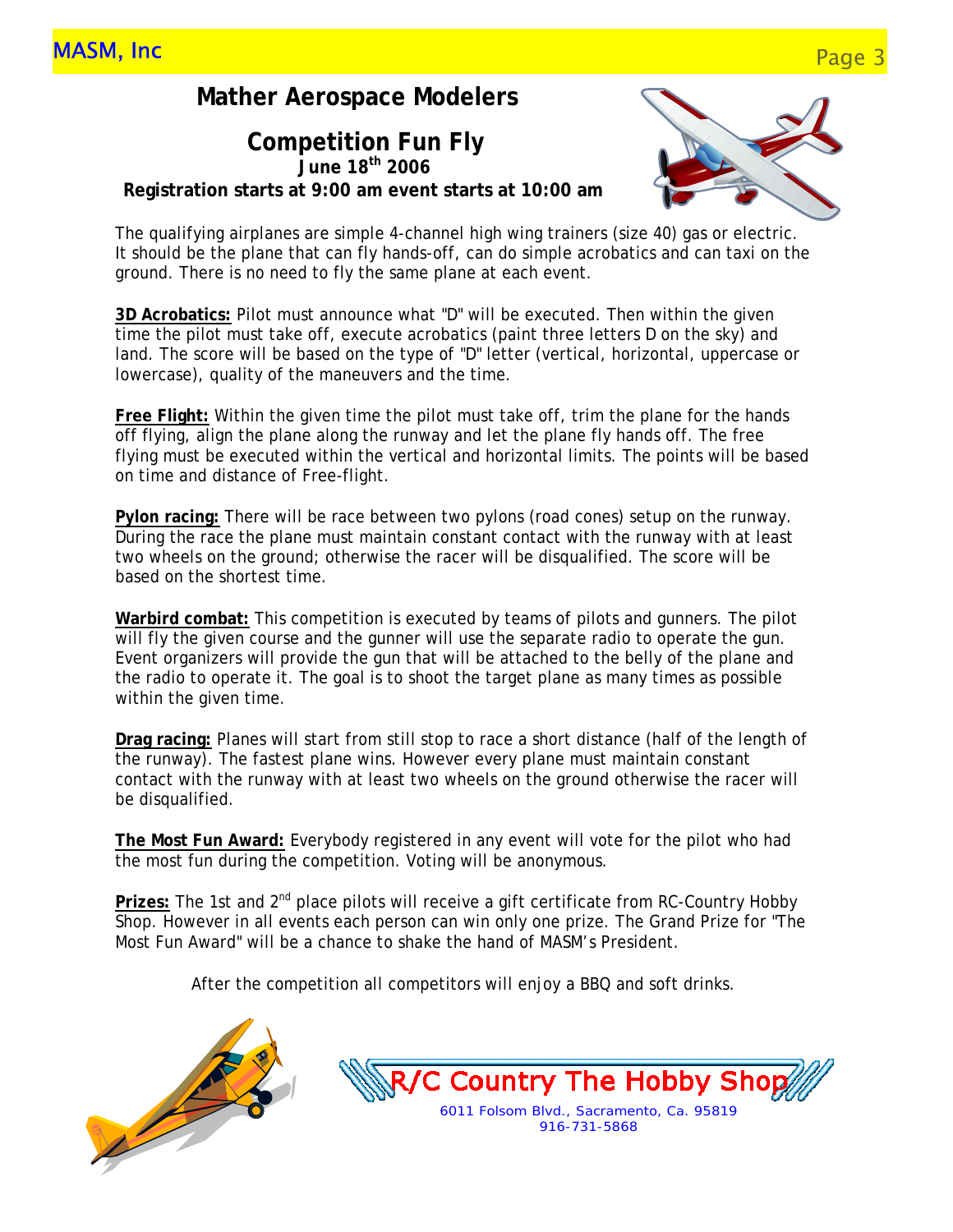# Mather Aerospace Modelers

## Competition Fun Fly

**June 18th 2006**

**Registration starts at 9:00 am event starts at 10:00 am**

The qualifying airplanes are simple 4-channel high wing trainers (size 40) gas or electric. It should be the plane that can fly hands-off, can do simple acrobatics and can taxi on the ground. There is no need to fly the same plane at each event.

**3D Acrobatics:** Pilot must announce what "D" will be executed. Then within the given time the pilot must take off, execute acrobatics (paint three letters D on the sky) and land. The score will be based on the type of "D" letter (vertical, horizontal, uppercase or lowercase), quality of the maneuvers and the time.

**Free Flight:** Within the given time the pilot must take off, trim the plane for the hands off flying, align the plane along the runway and let the plane fly hands off. The free flying must be executed within the vertical and horizontal limits. The points will be based on time and distance of Free-flight.

**Pylon racing:** There will be race between two pylons (road cones) setup on the runway. During the race the plane must maintain constant contact with the runway with at least two wheels on the ground; otherwise the racer will be disqualified. The score will be based on the shortest time.

**Warbird combat:** This competition is executed by teams of pilots and gunners. The pilot will fly the given course and the gunner will use the separate radio to operate the gun. Event organizers will provide the gun that will be attached to the belly of the plane and the radio to operate it. The goal is to shoot the target plane as many times as possible within the given time.

**Drag racing:** Planes will start from still stop to race a short distance (half of the length of the runway). The fastest plane wins. However every plane must maintain constant contact with the runway with at least two wheels on the ground otherwise the racer will be disqualified.

**The Most Fun Award:** Everybody registered in any event will vote for the pilot who had the most fun during the competition. Voting will be anonymous.

**Prizes:** The 1st and 2nd place pilots will receive a gift certificate from RC-Country Hobby Shop. However in all events each person can win only one prize. The Grand Prize for "The Most Fun Award" will be a chance to shake the hand of MASM's President.

After the competition all competitors will enjoy a BBQ and soft drinks.

R/C Country The Hobby Shop

6011 Folsom Blvd., Sacramento, Ca. 95819

916-731-5868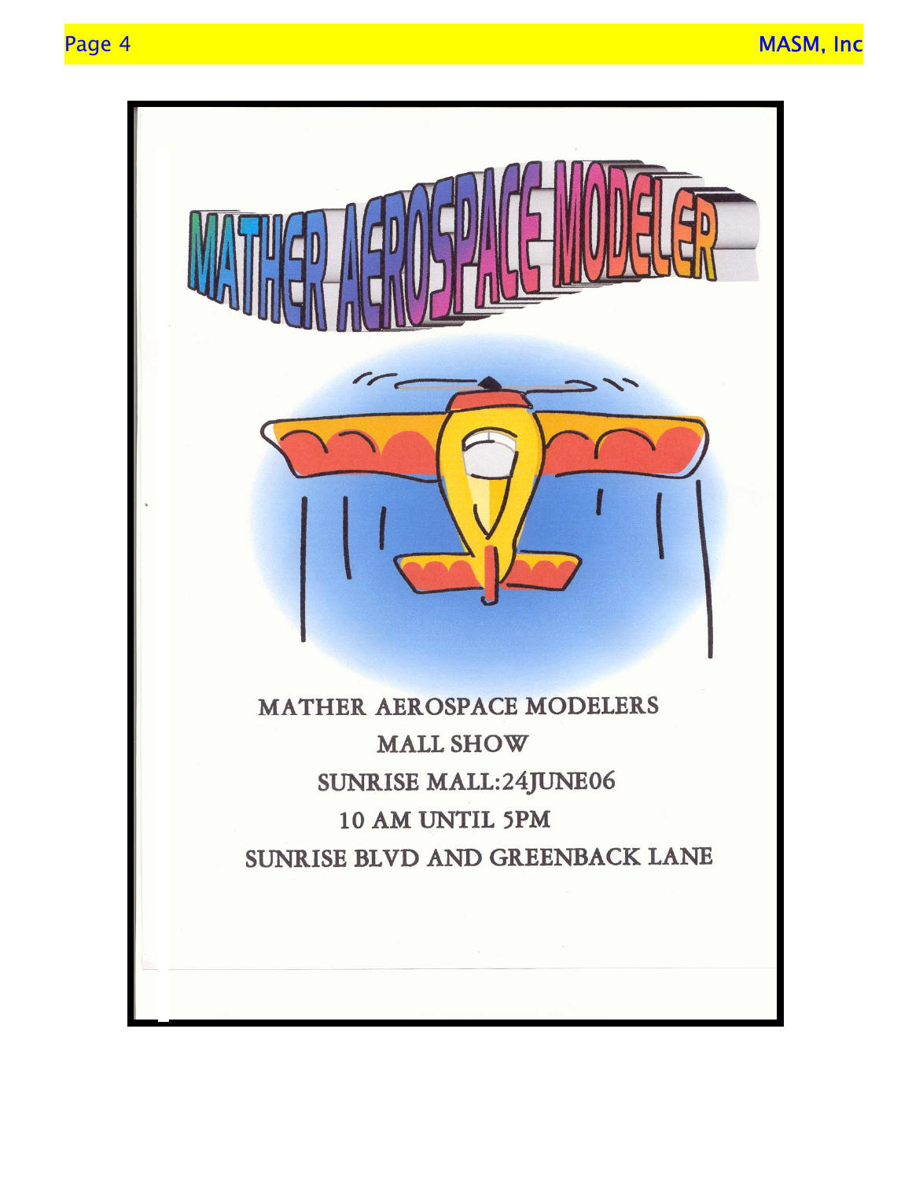# MATHER AEROSPACE MODELER

MATHER AEROSPACE MODELERS

MALL SHOW

SUNRISE MALL:24JUNE06

10 AM UNTIL 5PM

SUNRISE BLVD AND GREENBACK LANE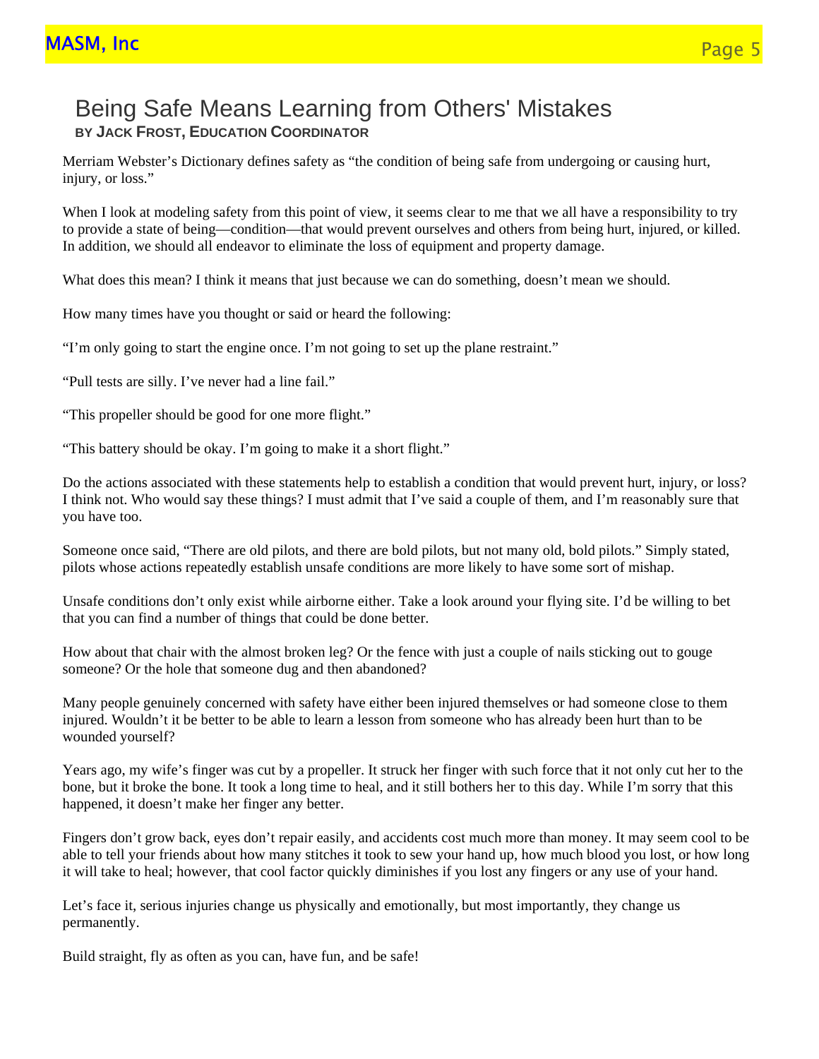# Being Safe Means Learning from Others' Mistakes

**BY JACK FROST, EDUCATION COORDINATOR**

Merriam Webster's Dictionary defines safety as "the condition of being safe from undergoing or causing hurt, injury, or loss."

When I look at modeling safety from this point of view, it seems clear to me that we all have a responsibility to try to provide a state of being—condition—that would prevent ourselves and others from being hurt, injured, or killed. In addition, we should all endeavor to eliminate the loss of equipment and property damage.

What does this mean? I think it means that just because we can do something, doesn't mean we should.

How many times have you thought or said or heard the following:

"I'm only going to start the engine once. I'm not going to set up the plane restraint."

"Pull tests are silly. I've never had a line fail."

"This propeller should be good for one more flight."

"This battery should be okay. I'm going to make it a short flight."

Do the actions associated with these statements help to establish a condition that would prevent hurt, injury, or loss? I think not. Who would say these things? I must admit that I've said a couple of them, and I'm reasonably sure that you have too.

Someone once said, "There are old pilots, and there are bold pilots, but not many old, bold pilots." Simply stated, pilots whose actions repeatedly establish unsafe conditions are more likely to have some sort of mishap.

Unsafe conditions don't only exist while airborne either. Take a look around your flying site. I'd be willing to bet that you can find a number of things that could be done better.

How about that chair with the almost broken leg? Or the fence with just a couple of nails sticking out to gouge someone? Or the hole that someone dug and then abandoned?

Many people genuinely concerned with safety have either been injured themselves or had someone close to them injured. Wouldn't it be better to be able to learn a lesson from someone who has already been hurt than to be wounded yourself?

Years ago, my wife's finger was cut by a propeller. It struck her finger with such force that it not only cut her to the bone, but it broke the bone. It took a long time to heal, and it still bothers her to this day. While I'm sorry that this happened, it doesn't make her finger any better.

Fingers don't grow back, eyes don't repair easily, and accidents cost much more than money. It may seem cool to be able to tell your friends about how many stitches it took to sew your hand up, how much blood you lost, or how long it will take to heal; however, that cool factor quickly diminishes if you lost any fingers or any use of your hand.

Let's face it, serious injuries change us physically and emotionally, but most importantly, they change us permanently.

Build straight, fly as often as you can, have fun, and be safe!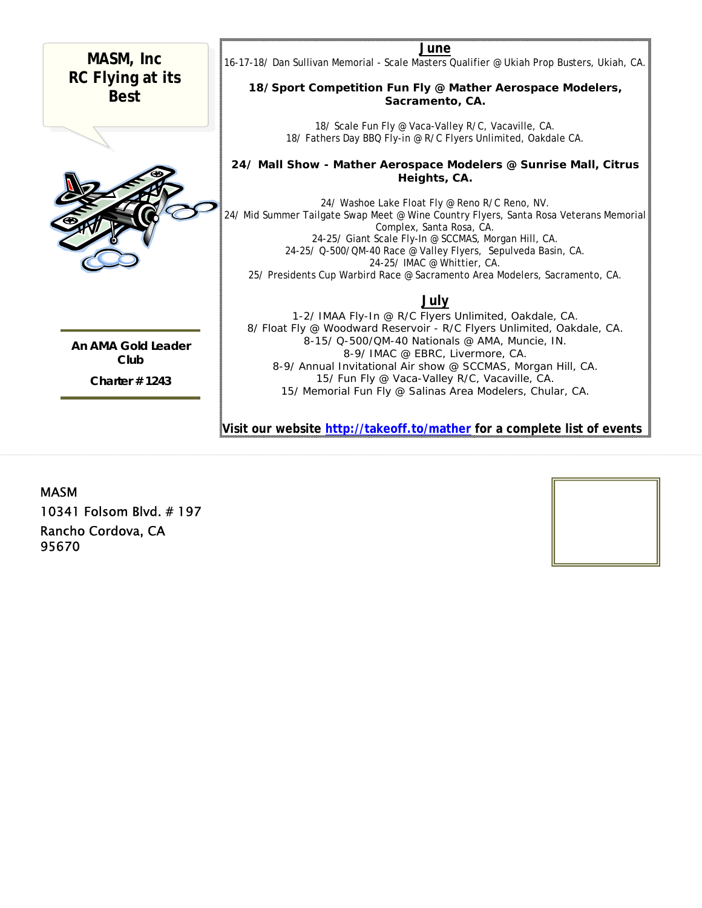**MASM, Inc**
**RC Flying at its Best**

**An AMA Gold Leader Club**

**Charter # 1243**

## June

16-17-18/ Dan Sullivan Memorial - Scale Masters Qualifier @ Ukiah Prop Busters, Ukiah, CA.

**18/ Sport Competition Fun Fly @ Mather Aerospace Modelers, Sacramento, CA.**

18/ Scale Fun Fly @ Vaca-Valley R/C, Vacaville, CA.
18/ Fathers Day BBQ Fly-in @ R/C Flyers Unlimited, Oakdale CA.

**24/ Mall Show - Mather Aerospace Modelers @ Sunrise Mall, Citrus Heights, CA.**

24/ Washoe Lake Float Fly @ Reno R/C Reno, NV.
24/ Mid Summer Tailgate Swap Meet @ Wine Country Flyers, Santa Rosa Veterans Memorial Complex, Santa Rosa, CA.
24-25/ Giant Scale Fly-In @ SCCMAS, Morgan Hill, CA.
24-25/ Q-500/QM-40 Race @ Valley Flyers, Sepulveda Basin, CA.
24-25/ IMAC @ Whittier, CA.
25/ Presidents Cup Warbird Race @ Sacramento Area Modelers, Sacramento, CA.

## July

1-2/ IMAA Fly-In @ R/C Flyers Unlimited, Oakdale, CA.
8/ Float Fly @ Woodward Reservoir - R/C Flyers Unlimited, Oakdale, CA.
8-15/ Q-500/QM-40 Nationals @ AMA, Muncie, IN.
8-9/ IMAC @ EBRC, Livermore, CA.
8-9/ Annual Invitational Air show @ SCCMAS, Morgan Hill, CA.
15/ Fun Fly @ Vaca-Valley R/C, Vacaville, CA.
15/ Memorial Fun Fly @ Salinas Area Modelers, Chular, CA.

**Visit our website http://takeoff.to/mather for a complete list of events**

MASM
10341 Folsom Blvd. # 197
Rancho Cordova, CA
95670